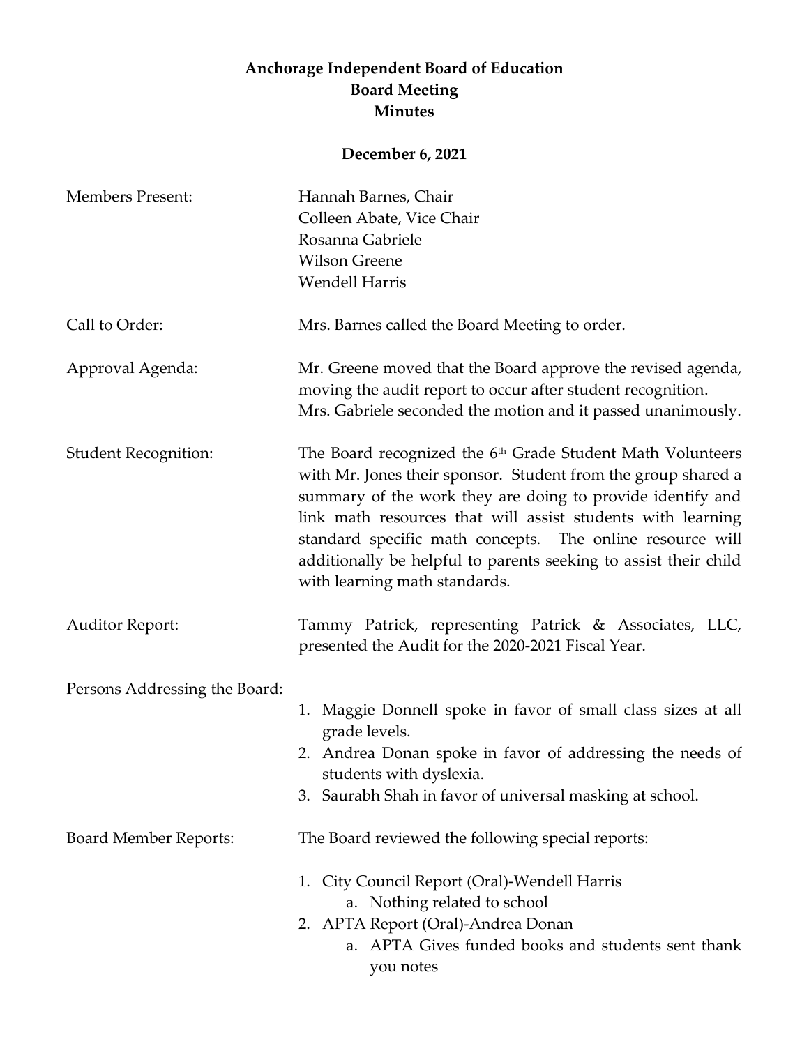# Anchorage Independent Board of Education
## Board Meeting
## Minutes

**December 6, 2021**

| | |
|---|---|
| Members Present: | Hannah Barnes, Chair<br>Colleen Abate, Vice Chair<br>Rosanna Gabriele<br>Wilson Greene<br>Wendell Harris |
| Call to Order: | Mrs. Barnes called the Board Meeting to order. |
| Approval Agenda: | Mr. Greene moved that the Board approve the revised agenda, moving the audit report to occur after student recognition. Mrs. Gabriele seconded the motion and it passed unanimously. |
| Student Recognition: | The Board recognized the 6th Grade Student Math Volunteers with Mr. Jones their sponsor. Student from the group shared a summary of the work they are doing to provide identify and link math resources that will assist students with learning standard specific math concepts. The online resource will additionally be helpful to parents seeking to assist their child with learning math standards. |
| Auditor Report: | Tammy Patrick, representing Patrick & Associates, LLC, presented the Audit for the 2020-2021 Fiscal Year. |

Persons Addressing the Board:

1. Maggie Donnell spoke in favor of small class sizes at all grade levels.
2. Andrea Donan spoke in favor of addressing the needs of students with dyslexia.
3. Saurabh Shah in favor of universal masking at school.

Board Member Reports: The Board reviewed the following special reports:

1. City Council Report (Oral)-Wendell Harris
   a. Nothing related to school
2. APTA Report (Oral)-Andrea Donan
   a. APTA Gives funded books and students sent thank you notes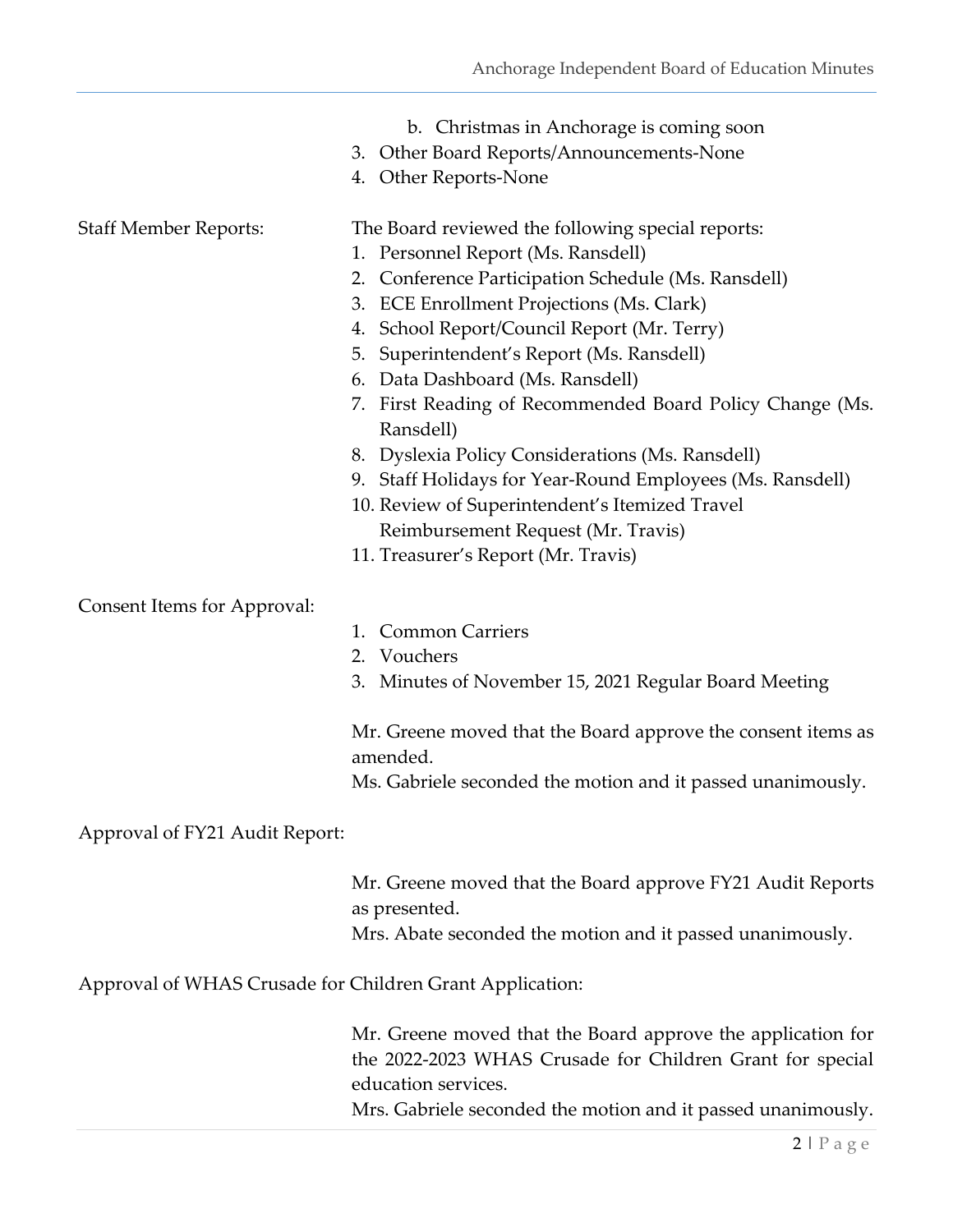b. Christmas in Anchorage is coming soon
3. Other Board Reports/Announcements-None
4. Other Reports-None

**Staff Member Reports:**

The Board reviewed the following special reports:

1. Personnel Report (Ms. Ransdell)
2. Conference Participation Schedule (Ms. Ransdell)
3. ECE Enrollment Projections (Ms. Clark)
4. School Report/Council Report (Mr. Terry)
5. Superintendent's Report (Ms. Ransdell)
6. Data Dashboard (Ms. Ransdell)
7. First Reading of Recommended Board Policy Change (Ms. Ransdell)
8. Dyslexia Policy Considerations (Ms. Ransdell)
9. Staff Holidays for Year-Round Employees (Ms. Ransdell)
10. Review of Superintendent's Itemized Travel Reimbursement Request (Mr. Travis)
11. Treasurer's Report (Mr. Travis)

**Consent Items for Approval:**

1. Common Carriers
2. Vouchers
3. Minutes of November 15, 2021 Regular Board Meeting

Mr. Greene moved that the Board approve the consent items as amended.
Ms. Gabriele seconded the motion and it passed unanimously.

**Approval of FY21 Audit Report:**

Mr. Greene moved that the Board approve FY21 Audit Reports as presented.
Mrs. Abate seconded the motion and it passed unanimously.

**Approval of WHAS Crusade for Children Grant Application:**

Mr. Greene moved that the Board approve the application for the 2022-2023 WHAS Crusade for Children Grant for special education services.
Mrs. Gabriele seconded the motion and it passed unanimously.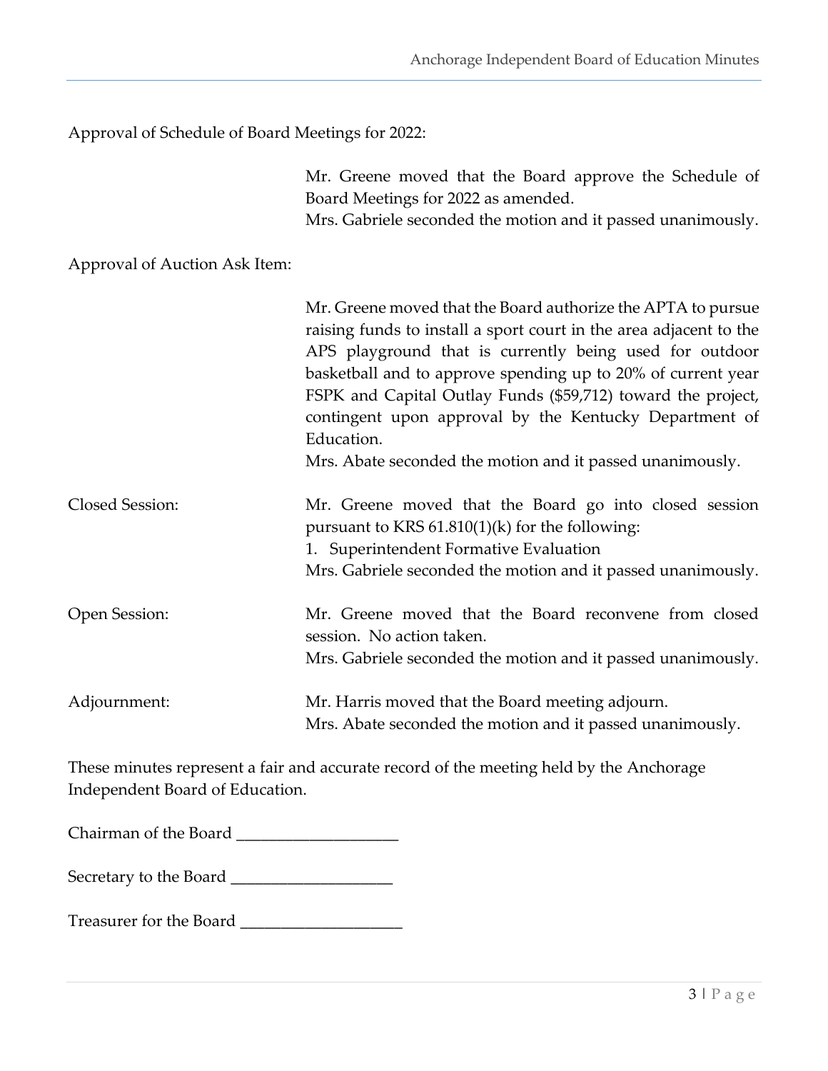Approval of Schedule of Board Meetings for 2022:

Mr. Greene moved that the Board approve the Schedule of Board Meetings for 2022 as amended.
Mrs. Gabriele seconded the motion and it passed unanimously.

Approval of Auction Ask Item:

Mr. Greene moved that the Board authorize the APTA to pursue raising funds to install a sport court in the area adjacent to the APS playground that is currently being used for outdoor basketball and to approve spending up to 20% of current year FSPK and Capital Outlay Funds ($59,712) toward the project, contingent upon approval by the Kentucky Department of Education.
Mrs. Abate seconded the motion and it passed unanimously.

Closed Session: Mr. Greene moved that the Board go into closed session pursuant to KRS 61.810(1)(k) for the following:

1. Superintendent Formative Evaluation

Mrs. Gabriele seconded the motion and it passed unanimously.

Open Session: Mr. Greene moved that the Board reconvene from closed session. No action taken.
Mrs. Gabriele seconded the motion and it passed unanimously.

Adjournment: Mr. Harris moved that the Board meeting adjourn.
Mrs. Abate seconded the motion and it passed unanimously.

These minutes represent a fair and accurate record of the meeting held by the Anchorage Independent Board of Education.

Chairman of the Board ____________________

Secretary to the Board ____________________

Treasurer for the Board ____________________